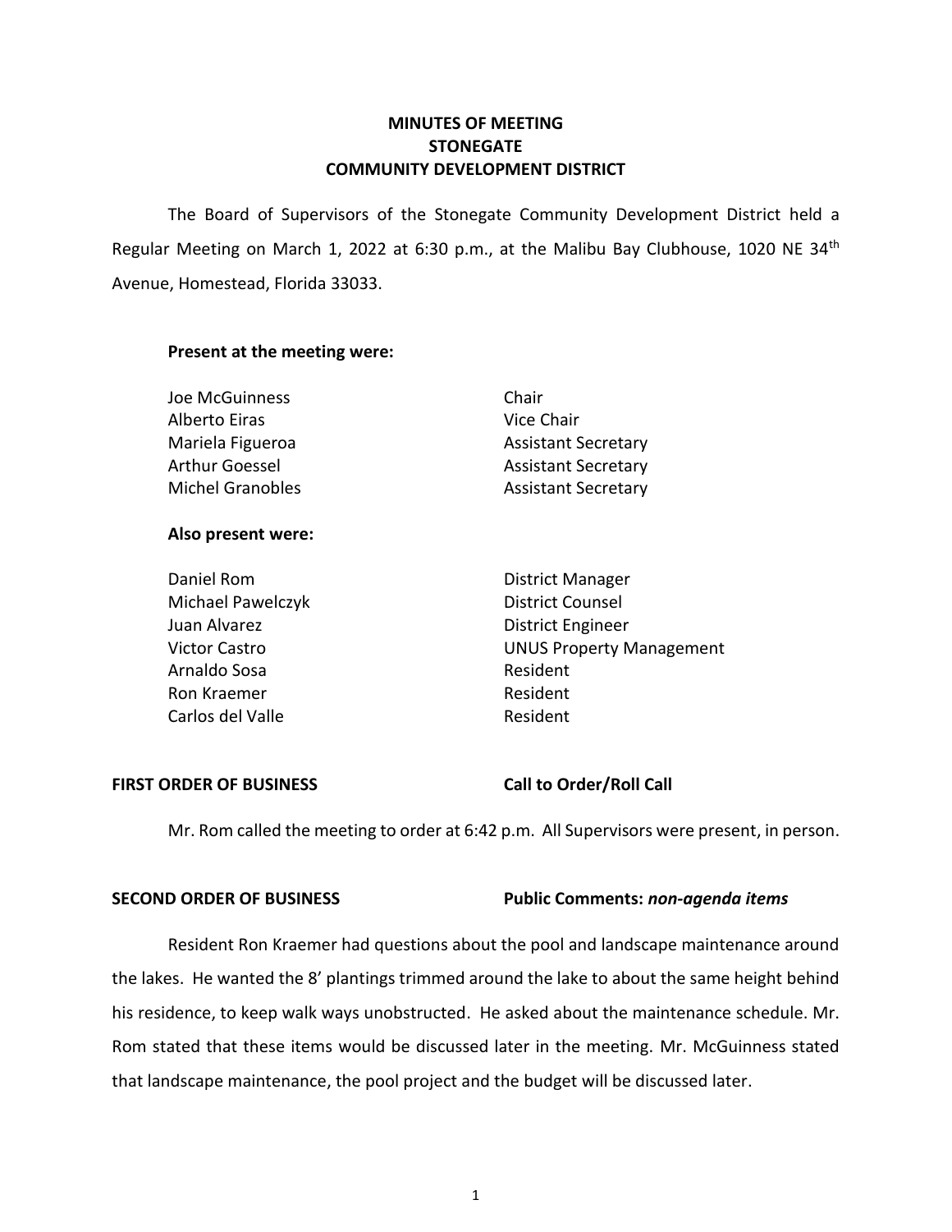# MINUTES OF MEETING
# STONEGATE
# COMMUNITY DEVELOPMENT DISTRICT

The Board of Supervisors of the Stonegate Community Development District held a Regular Meeting on March 1, 2022 at 6:30 p.m., at the Malibu Bay Clubhouse, 1020 NE 34th Avenue, Homestead, Florida 33033.

**Present at the meeting were:**

| | |
|---|---|
| Joe McGuinness | Chair |
| Alberto Eiras | Vice Chair |
| Mariela Figueroa | Assistant Secretary |
| Arthur Goessel | Assistant Secretary |
| Michel Granobles | Assistant Secretary |

**Also present were:**

| | |
|---|---|
| Daniel Rom | District Manager |
| Michael Pawelczyk | District Counsel |
| Juan Alvarez | District Engineer |
| Victor Castro | UNUS Property Management |
| Arnaldo Sosa | Resident |
| Ron Kraemer | Resident |
| Carlos del Valle | Resident |

**FIRST ORDER OF BUSINESS** **Call to Order/Roll Call**

Mr. Rom called the meeting to order at 6:42 p.m. All Supervisors were present, in person.

**SECOND ORDER OF BUSINESS** **Public Comments: *non-agenda items***

Resident Ron Kraemer had questions about the pool and landscape maintenance around the lakes. He wanted the 8' plantings trimmed around the lake to about the same height behind his residence, to keep walk ways unobstructed. He asked about the maintenance schedule. Mr. Rom stated that these items would be discussed later in the meeting. Mr. McGuinness stated that landscape maintenance, the pool project and the budget will be discussed later.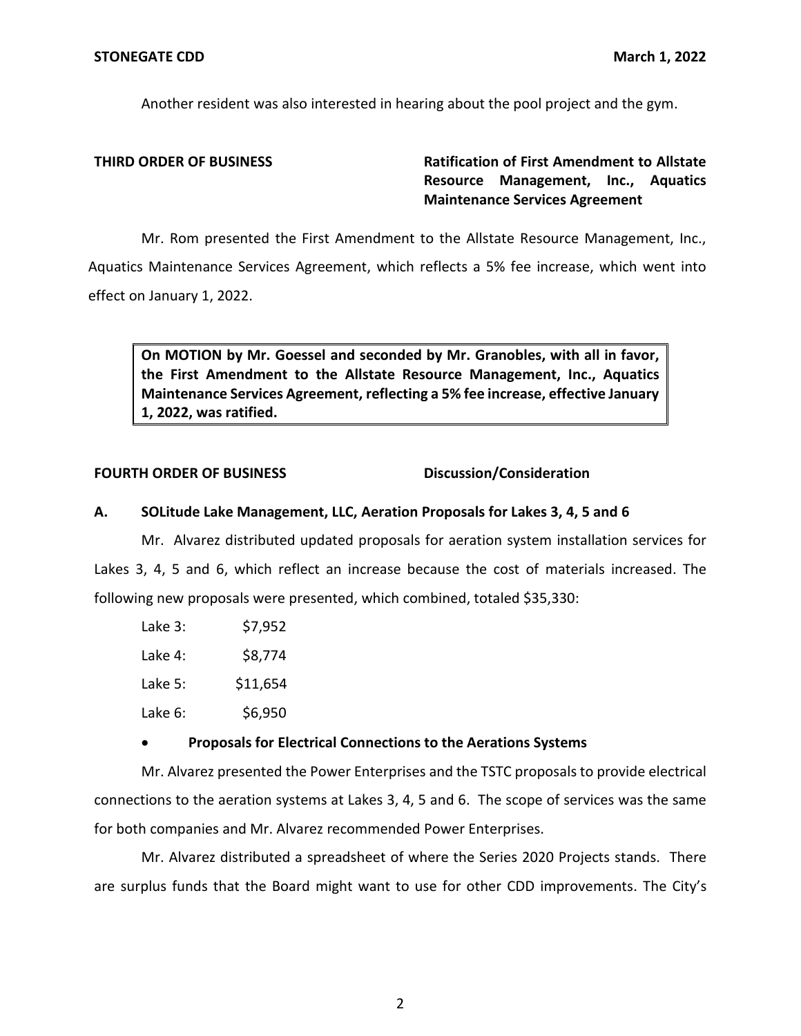Another resident was also interested in hearing about the pool project and the gym.

**THIRD ORDER OF BUSINESS** **Ratification of First Amendment to Allstate Resource Management, Inc., Aquatics Maintenance Services Agreement**

Mr. Rom presented the First Amendment to the Allstate Resource Management, Inc., Aquatics Maintenance Services Agreement, which reflects a 5% fee increase, which went into effect on January 1, 2022.

> **On MOTION by Mr. Goessel and seconded by Mr. Granobles, with all in favor, the First Amendment to the Allstate Resource Management, Inc., Aquatics Maintenance Services Agreement, reflecting a 5% fee increase, effective January 1, 2022, was ratified.**

**FOURTH ORDER OF BUSINESS** **Discussion/Consideration**

**A. SOLitude Lake Management, LLC, Aeration Proposals for Lakes 3, 4, 5 and 6**

Mr. Alvarez distributed updated proposals for aeration system installation services for Lakes 3, 4, 5 and 6, which reflect an increase because the cost of materials increased. The following new proposals were presented, which combined, totaled $35,330:

Lake 3: $7,952

Lake 4: $8,774

Lake 5: $11,654

Lake 6: $6,950

- **Proposals for Electrical Connections to the Aerations Systems**

Mr. Alvarez presented the Power Enterprises and the TSTC proposals to provide electrical connections to the aeration systems at Lakes 3, 4, 5 and 6. The scope of services was the same for both companies and Mr. Alvarez recommended Power Enterprises.

Mr. Alvarez distributed a spreadsheet of where the Series 2020 Projects stands. There are surplus funds that the Board might want to use for other CDD improvements. The City's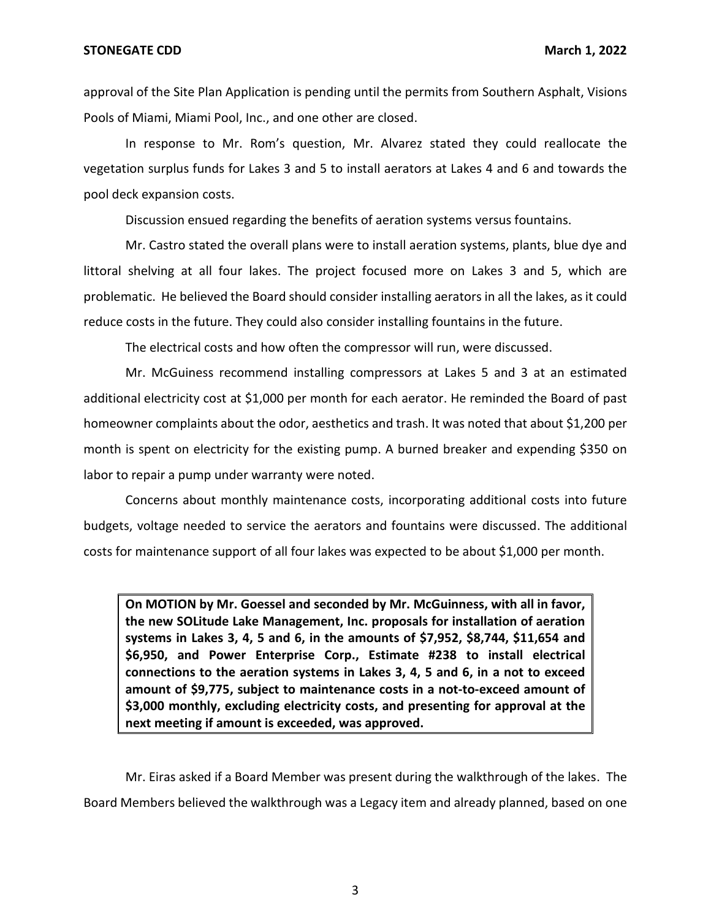approval of the Site Plan Application is pending until the permits from Southern Asphalt, Visions Pools of Miami, Miami Pool, Inc., and one other are closed.

In response to Mr. Rom's question, Mr. Alvarez stated they could reallocate the vegetation surplus funds for Lakes 3 and 5 to install aerators at Lakes 4 and 6 and towards the pool deck expansion costs.

Discussion ensued regarding the benefits of aeration systems versus fountains.

Mr. Castro stated the overall plans were to install aeration systems, plants, blue dye and littoral shelving at all four lakes. The project focused more on Lakes 3 and 5, which are problematic. He believed the Board should consider installing aerators in all the lakes, as it could reduce costs in the future. They could also consider installing fountains in the future.

The electrical costs and how often the compressor will run, were discussed.

Mr. McGuiness recommend installing compressors at Lakes 5 and 3 at an estimated additional electricity cost at $1,000 per month for each aerator. He reminded the Board of past homeowner complaints about the odor, aesthetics and trash. It was noted that about $1,200 per month is spent on electricity for the existing pump. A burned breaker and expending $350 on labor to repair a pump under warranty were noted.

Concerns about monthly maintenance costs, incorporating additional costs into future budgets, voltage needed to service the aerators and fountains were discussed. The additional costs for maintenance support of all four lakes was expected to be about $1,000 per month.

> **On MOTION by Mr. Goessel and seconded by Mr. McGuinness, with all in favor, the new SOLitude Lake Management, Inc. proposals for installation of aeration systems in Lakes 3, 4, 5 and 6, in the amounts of $7,952, $8,744, $11,654 and $6,950, and Power Enterprise Corp., Estimate #238 to install electrical connections to the aeration systems in Lakes 3, 4, 5 and 6, in a not to exceed amount of $9,775, subject to maintenance costs in a not-to-exceed amount of $3,000 monthly, excluding electricity costs, and presenting for approval at the next meeting if amount is exceeded, was approved.**

Mr. Eiras asked if a Board Member was present during the walkthrough of the lakes. The Board Members believed the walkthrough was a Legacy item and already planned, based on one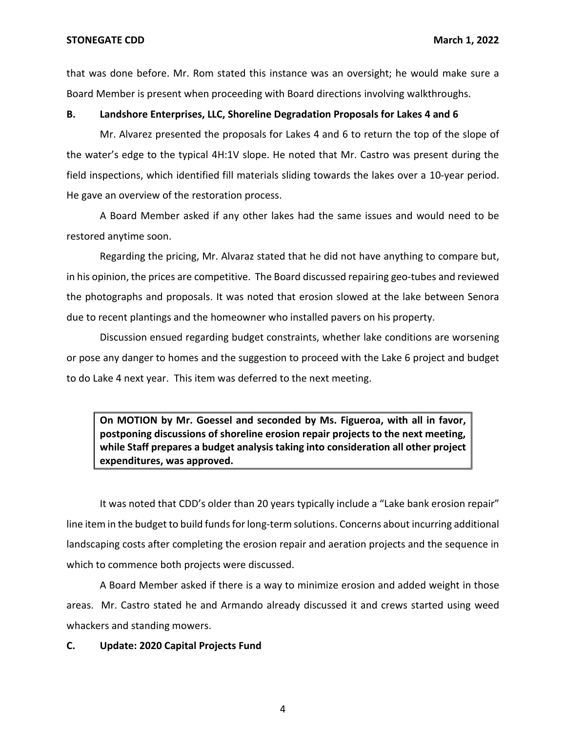that was done before. Mr. Rom stated this instance was an oversight; he would make sure a Board Member is present when proceeding with Board directions involving walkthroughs.

**B. Landshore Enterprises, LLC, Shoreline Degradation Proposals for Lakes 4 and 6**

Mr. Alvarez presented the proposals for Lakes 4 and 6 to return the top of the slope of the water's edge to the typical 4H:1V slope. He noted that Mr. Castro was present during the field inspections, which identified fill materials sliding towards the lakes over a 10-year period. He gave an overview of the restoration process.

A Board Member asked if any other lakes had the same issues and would need to be restored anytime soon.

Regarding the pricing, Mr. Alvaraz stated that he did not have anything to compare but, in his opinion, the prices are competitive. The Board discussed repairing geo-tubes and reviewed the photographs and proposals. It was noted that erosion slowed at the lake between Senora due to recent plantings and the homeowner who installed pavers on his property.

Discussion ensued regarding budget constraints, whether lake conditions are worsening or pose any danger to homes and the suggestion to proceed with the Lake 6 project and budget to do Lake 4 next year. This item was deferred to the next meeting.

> **On MOTION by Mr. Goessel and seconded by Ms. Figueroa, with all in favor, postponing discussions of shoreline erosion repair projects to the next meeting, while Staff prepares a budget analysis taking into consideration all other project expenditures, was approved.**

It was noted that CDD's older than 20 years typically include a "Lake bank erosion repair" line item in the budget to build funds for long-term solutions. Concerns about incurring additional landscaping costs after completing the erosion repair and aeration projects and the sequence in which to commence both projects were discussed.

A Board Member asked if there is a way to minimize erosion and added weight in those areas. Mr. Castro stated he and Armando already discussed it and crews started using weed whackers and standing mowers.

**C. Update: 2020 Capital Projects Fund**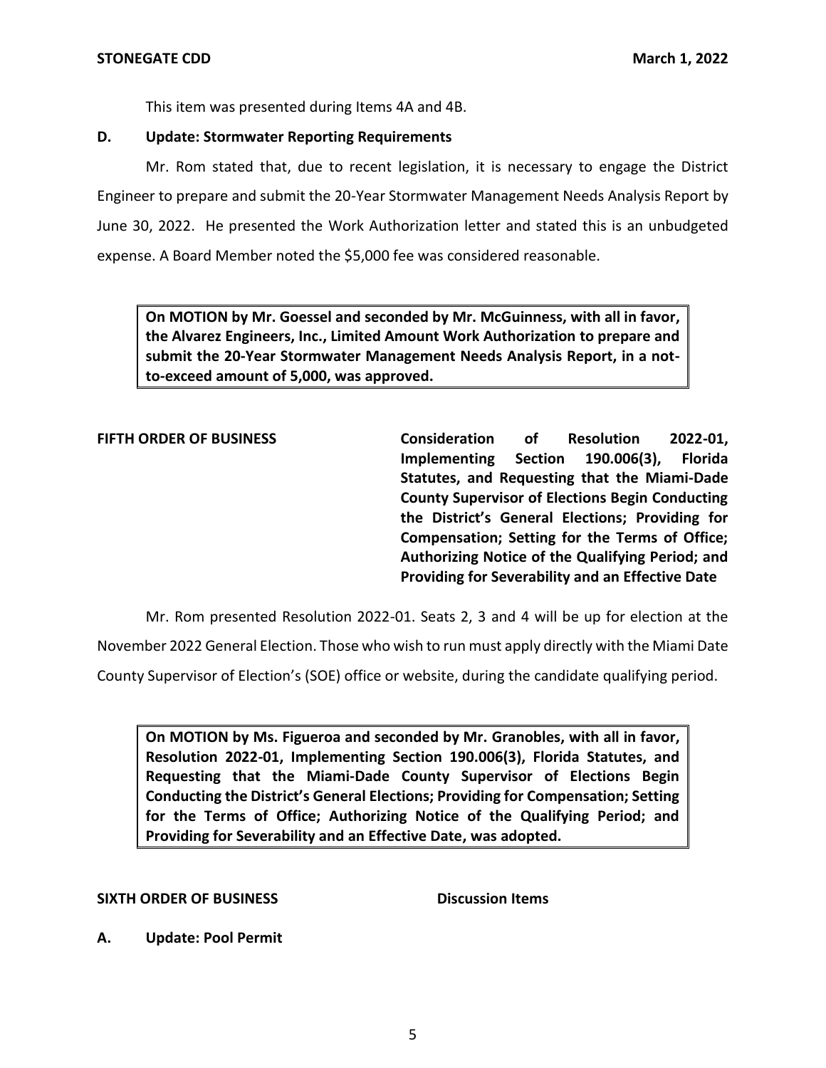This item was presented during Items 4A and 4B.

**D. Update: Stormwater Reporting Requirements**

Mr. Rom stated that, due to recent legislation, it is necessary to engage the District Engineer to prepare and submit the 20-Year Stormwater Management Needs Analysis Report by June 30, 2022. He presented the Work Authorization letter and stated this is an unbudgeted expense. A Board Member noted the $5,000 fee was considered reasonable.

> **On MOTION by Mr. Goessel and seconded by Mr. McGuinness, with all in favor, the Alvarez Engineers, Inc., Limited Amount Work Authorization to prepare and submit the 20-Year Stormwater Management Needs Analysis Report, in a not-to-exceed amount of 5,000, was approved.**

**FIFTH ORDER OF BUSINESS** **Consideration of Resolution 2022-01, Implementing Section 190.006(3), Florida Statutes, and Requesting that the Miami-Dade County Supervisor of Elections Begin Conducting the District's General Elections; Providing for Compensation; Setting for the Terms of Office; Authorizing Notice of the Qualifying Period; and Providing for Severability and an Effective Date**

Mr. Rom presented Resolution 2022-01. Seats 2, 3 and 4 will be up for election at the November 2022 General Election. Those who wish to run must apply directly with the Miami Date County Supervisor of Election's (SOE) office or website, during the candidate qualifying period.

> **On MOTION by Ms. Figueroa and seconded by Mr. Granobles, with all in favor, Resolution 2022-01, Implementing Section 190.006(3), Florida Statutes, and Requesting that the Miami-Dade County Supervisor of Elections Begin Conducting the District's General Elections; Providing for Compensation; Setting for the Terms of Office; Authorizing Notice of the Qualifying Period; and Providing for Severability and an Effective Date, was adopted.**

**SIXTH ORDER OF BUSINESS** **Discussion Items**

**A. Update: Pool Permit**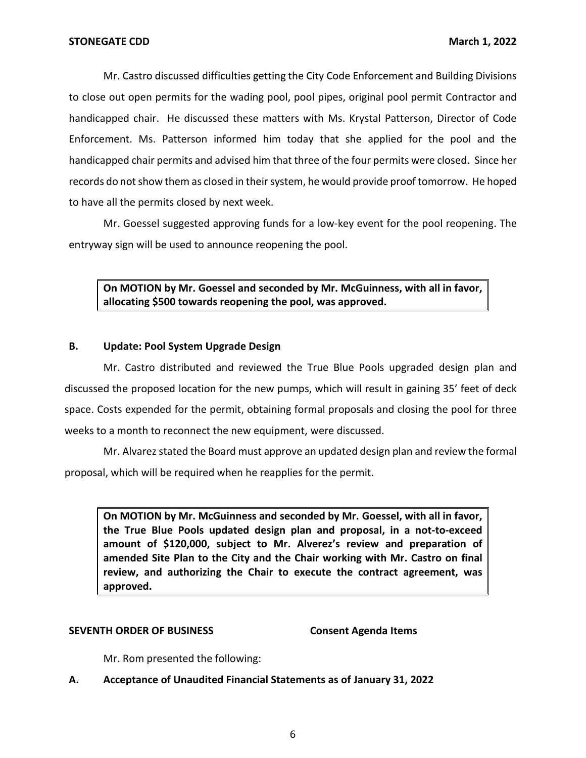Mr. Castro discussed difficulties getting the City Code Enforcement and Building Divisions to close out open permits for the wading pool, pool pipes, original pool permit Contractor and handicapped chair. He discussed these matters with Ms. Krystal Patterson, Director of Code Enforcement. Ms. Patterson informed him today that she applied for the pool and the handicapped chair permits and advised him that three of the four permits were closed. Since her records do not show them as closed in their system, he would provide proof tomorrow. He hoped to have all the permits closed by next week.

Mr. Goessel suggested approving funds for a low-key event for the pool reopening. The entryway sign will be used to announce reopening the pool.

> **On MOTION by Mr. Goessel and seconded by Mr. McGuinness, with all in favor, allocating $500 towards reopening the pool, was approved.**

### B. Update: Pool System Upgrade Design

Mr. Castro distributed and reviewed the True Blue Pools upgraded design plan and discussed the proposed location for the new pumps, which will result in gaining 35' feet of deck space. Costs expended for the permit, obtaining formal proposals and closing the pool for three weeks to a month to reconnect the new equipment, were discussed.

Mr. Alvarez stated the Board must approve an updated design plan and review the formal proposal, which will be required when he reapplies for the permit.

> **On MOTION by Mr. McGuinness and seconded by Mr. Goessel, with all in favor, the True Blue Pools updated design plan and proposal, in a not-to-exceed amount of $120,000, subject to Mr. Alverez's review and preparation of amended Site Plan to the City and the Chair working with Mr. Castro on final review, and authorizing the Chair to execute the contract agreement, was approved.**

## SEVENTH ORDER OF BUSINESS — Consent Agenda Items

Mr. Rom presented the following:

### A. Acceptance of Unaudited Financial Statements as of January 31, 2022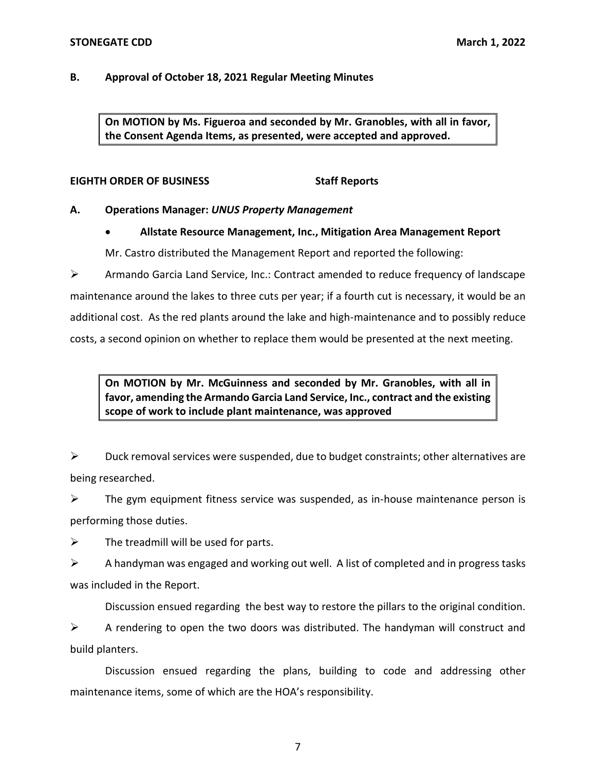**B. Approval of October 18, 2021 Regular Meeting Minutes**

> **On MOTION by Ms. Figueroa and seconded by Mr. Granobles, with all in favor, the Consent Agenda Items, as presented, were accepted and approved.**

**EIGHTH ORDER OF BUSINESS Staff Reports**

**A. Operations Manager:** ***UNUS Property Management***

- **Allstate Resource Management, Inc., Mitigation Area Management Report**

Mr. Castro distributed the Management Report and reported the following:

➢ Armando Garcia Land Service, Inc.: Contract amended to reduce frequency of landscape maintenance around the lakes to three cuts per year; if a fourth cut is necessary, it would be an additional cost. As the red plants around the lake and high-maintenance and to possibly reduce costs, a second opinion on whether to replace them would be presented at the next meeting.

> **On MOTION by Mr. McGuinness and seconded by Mr. Granobles, with all in favor, amending the Armando Garcia Land Service, Inc., contract and the existing scope of work to include plant maintenance, was approved**

➢ Duck removal services were suspended, due to budget constraints; other alternatives are being researched.

➢ The gym equipment fitness service was suspended, as in-house maintenance person is performing those duties.

➢ The treadmill will be used for parts.

➢ A handyman was engaged and working out well. A list of completed and in progress tasks was included in the Report.

Discussion ensued regarding the best way to restore the pillars to the original condition.

➢ A rendering to open the two doors was distributed. The handyman will construct and build planters.

Discussion ensued regarding the plans, building to code and addressing other maintenance items, some of which are the HOA's responsibility.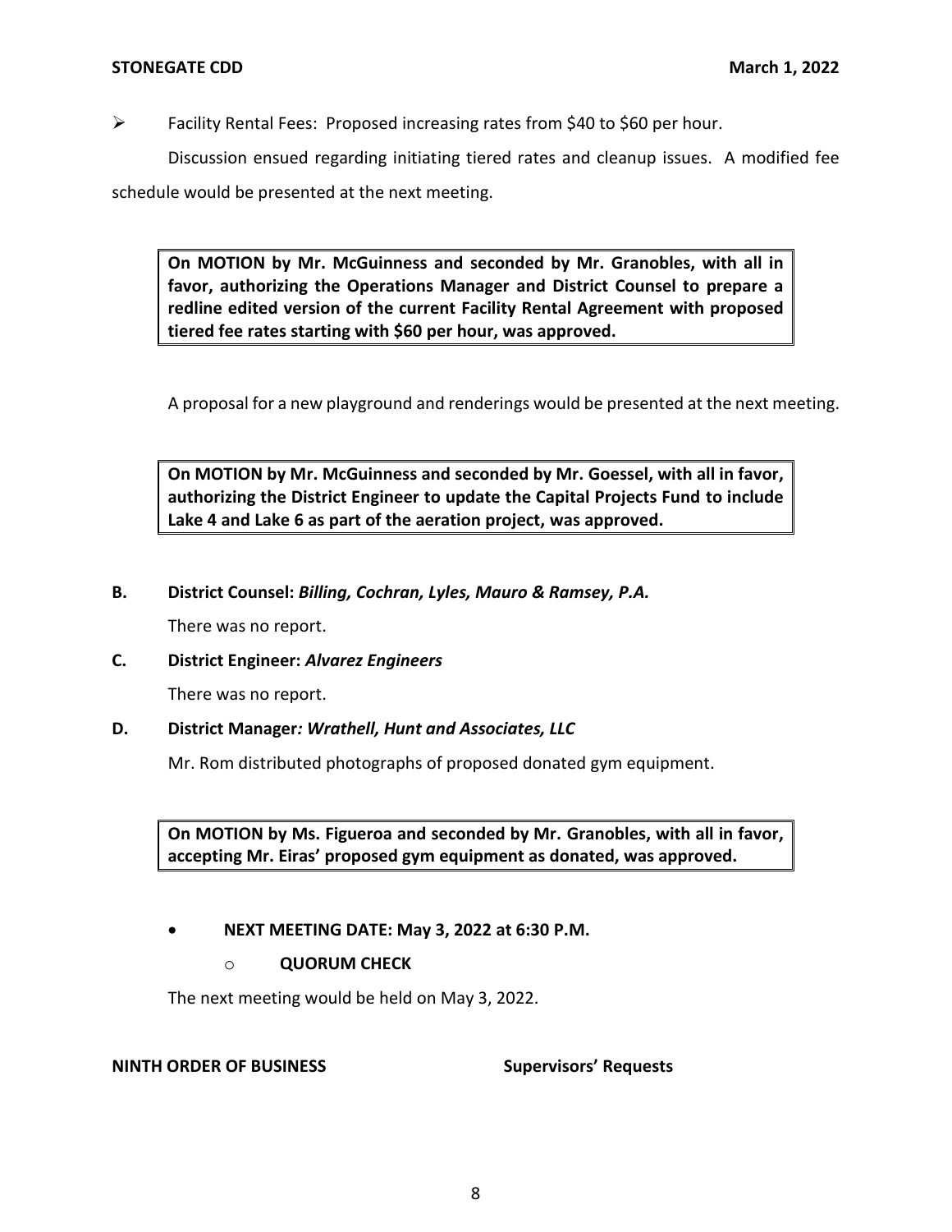- Facility Rental Fees: Proposed increasing rates from $40 to $60 per hour.

Discussion ensued regarding initiating tiered rates and cleanup issues. A modified fee schedule would be presented at the next meeting.

> **On MOTION by Mr. McGuinness and seconded by Mr. Granobles, with all in favor, authorizing the Operations Manager and District Counsel to prepare a redline edited version of the current Facility Rental Agreement with proposed tiered fee rates starting with $60 per hour, was approved.**

A proposal for a new playground and renderings would be presented at the next meeting.

> **On MOTION by Mr. McGuinness and seconded by Mr. Goessel, with all in favor, authorizing the District Engineer to update the Capital Projects Fund to include Lake 4 and Lake 6 as part of the aeration project, was approved.**

**B. District Counsel:** ***Billing, Cochran, Lyles, Mauro & Ramsey, P.A.***

There was no report.

**C. District Engineer:** ***Alvarez Engineers***

There was no report.

**D. District Manager*: Wrathell, Hunt and Associates, LLC***

Mr. Rom distributed photographs of proposed donated gym equipment.

> **On MOTION by Ms. Figueroa and seconded by Mr. Granobles, with all in favor, accepting Mr. Eiras' proposed gym equipment as donated, was approved.**

- **NEXT MEETING DATE: May 3, 2022 at 6:30 P.M.**
  - **QUORUM CHECK**

The next meeting would be held on May 3, 2022.

**NINTH ORDER OF BUSINESS** **Supervisors' Requests**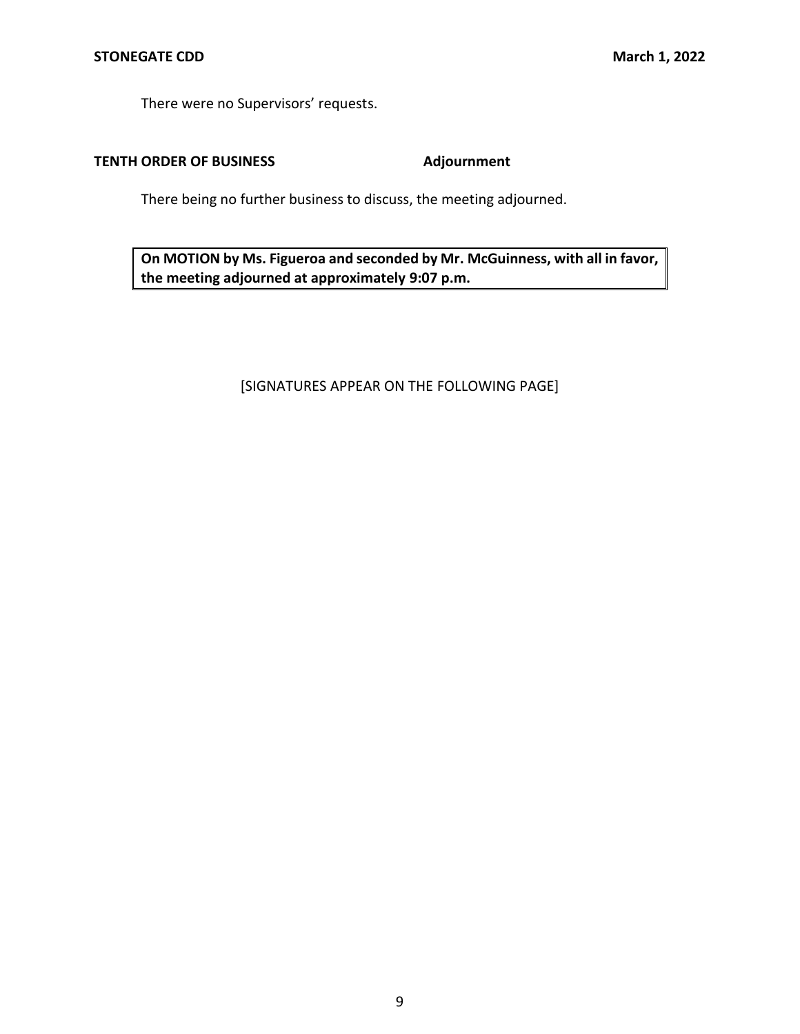There were no Supervisors' requests.

**TENTH ORDER OF BUSINESS** **Adjournment**

There being no further business to discuss, the meeting adjourned.

**On MOTION by Ms. Figueroa and seconded by Mr. McGuinness, with all in favor, the meeting adjourned at approximately 9:07 p.m.**

[SIGNATURES APPEAR ON THE FOLLOWING PAGE]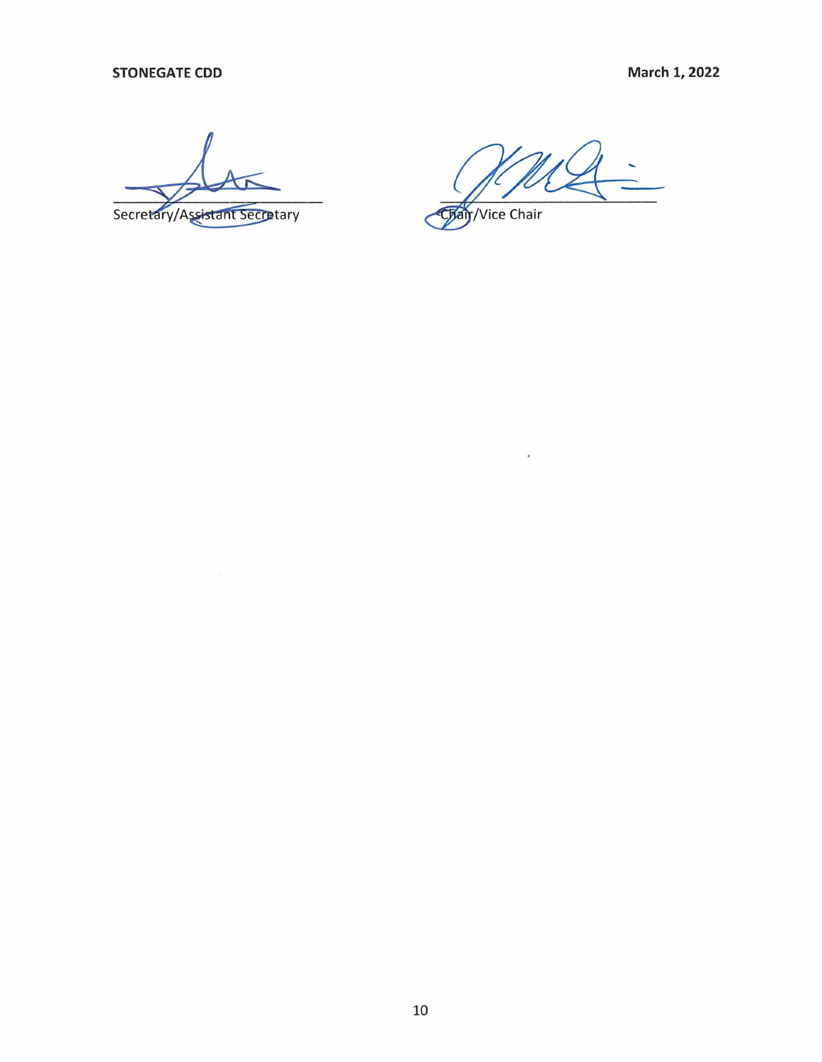STONEGATE CDD

March 1, 2022

___________________________
Secretary/Assistant Secretary

___________________________
Chair/Vice Chair